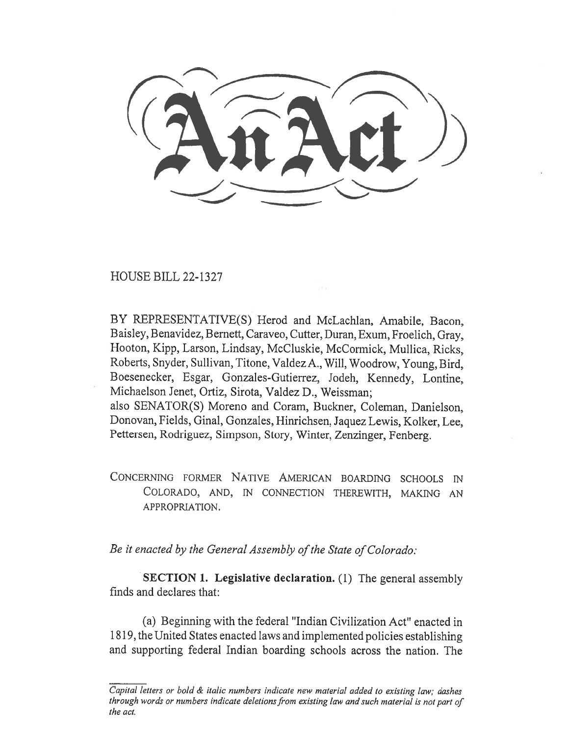# An Act

HOUSE BILL 22-1327

BY REPRESENTATIVE(S) Herod and McLachlan, Amabile, Bacon, Baisley, Benavidez, Bernett, Caraveo, Cutter, Duran, Exum, Froelich, Gray, Hooton, Kipp, Larson, Lindsay, McCluskie, McCormick, Mullica, Ricks, Roberts, Snyder, Sullivan, Titone, Valdez A., Will, Woodrow, Young, Bird, Boesenecker, Esgar, Gonzales-Gutierrez, Jodeh, Kennedy, Lontine, Michaelson Jenet, Ortiz, Sirota, Valdez D., Weissman;
also SENATOR(S) Moreno and Coram, Buckner, Coleman, Danielson, Donovan, Fields, Ginal, Gonzales, Hinrichsen, Jaquez Lewis, Kolker, Lee, Pettersen, Rodriguez, Simpson, Story, Winter, Zenzinger, Fenberg.

CONCERNING FORMER NATIVE AMERICAN BOARDING SCHOOLS IN COLORADO, AND, IN CONNECTION THEREWITH, MAKING AN APPROPRIATION.

*Be it enacted by the General Assembly of the State of Colorado:*

**SECTION 1. Legislative declaration.** (1) The general assembly finds and declares that:

(a) Beginning with the federal "Indian Civilization Act" enacted in 1819, the United States enacted laws and implemented policies establishing and supporting federal Indian boarding schools across the nation. The

*Capital letters or bold & italic numbers indicate new material added to existing law; dashes through words or numbers indicate deletions from existing law and such material is not part of the act.*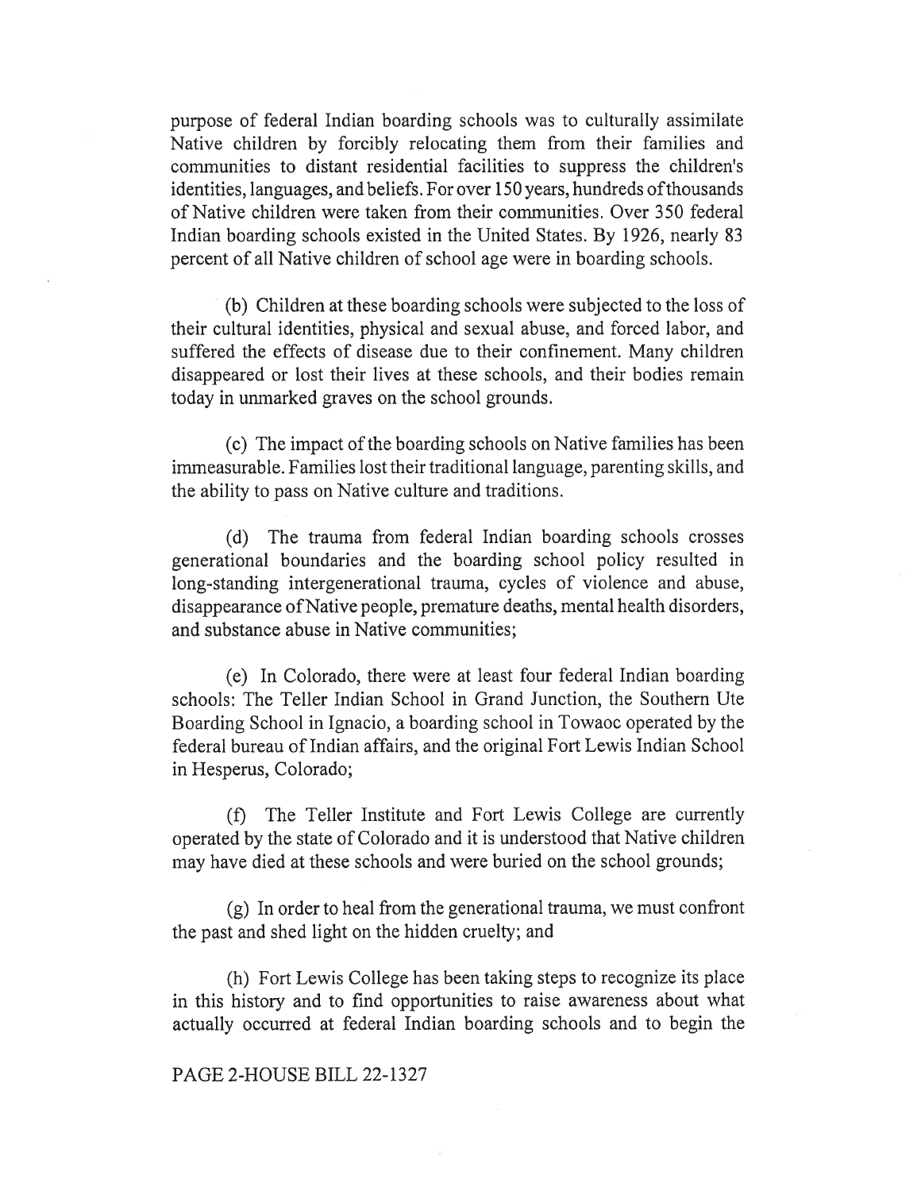purpose of federal Indian boarding schools was to culturally assimilate Native children by forcibly relocating them from their families and communities to distant residential facilities to suppress the children's identities, languages, and beliefs. For over 150 years, hundreds of thousands of Native children were taken from their communities. Over 350 federal Indian boarding schools existed in the United States. By 1926, nearly 83 percent of all Native children of school age were in boarding schools.

(b) Children at these boarding schools were subjected to the loss of their cultural identities, physical and sexual abuse, and forced labor, and suffered the effects of disease due to their confinement. Many children disappeared or lost their lives at these schools, and their bodies remain today in unmarked graves on the school grounds.

(c) The impact of the boarding schools on Native families has been immeasurable. Families lost their traditional language, parenting skills, and the ability to pass on Native culture and traditions.

(d) The trauma from federal Indian boarding schools crosses generational boundaries and the boarding school policy resulted in long-standing intergenerational trauma, cycles of violence and abuse, disappearance of Native people, premature deaths, mental health disorders, and substance abuse in Native communities;

(e) In Colorado, there were at least four federal Indian boarding schools: The Teller Indian School in Grand Junction, the Southern Ute Boarding School in Ignacio, a boarding school in Towaoc operated by the federal bureau of Indian affairs, and the original Fort Lewis Indian School in Hesperus, Colorado;

(f) The Teller Institute and Fort Lewis College are currently operated by the state of Colorado and it is understood that Native children may have died at these schools and were buried on the school grounds;

(g) In order to heal from the generational trauma, we must confront the past and shed light on the hidden cruelty; and

(h) Fort Lewis College has been taking steps to recognize its place in this history and to find opportunities to raise awareness about what actually occurred at federal Indian boarding schools and to begin the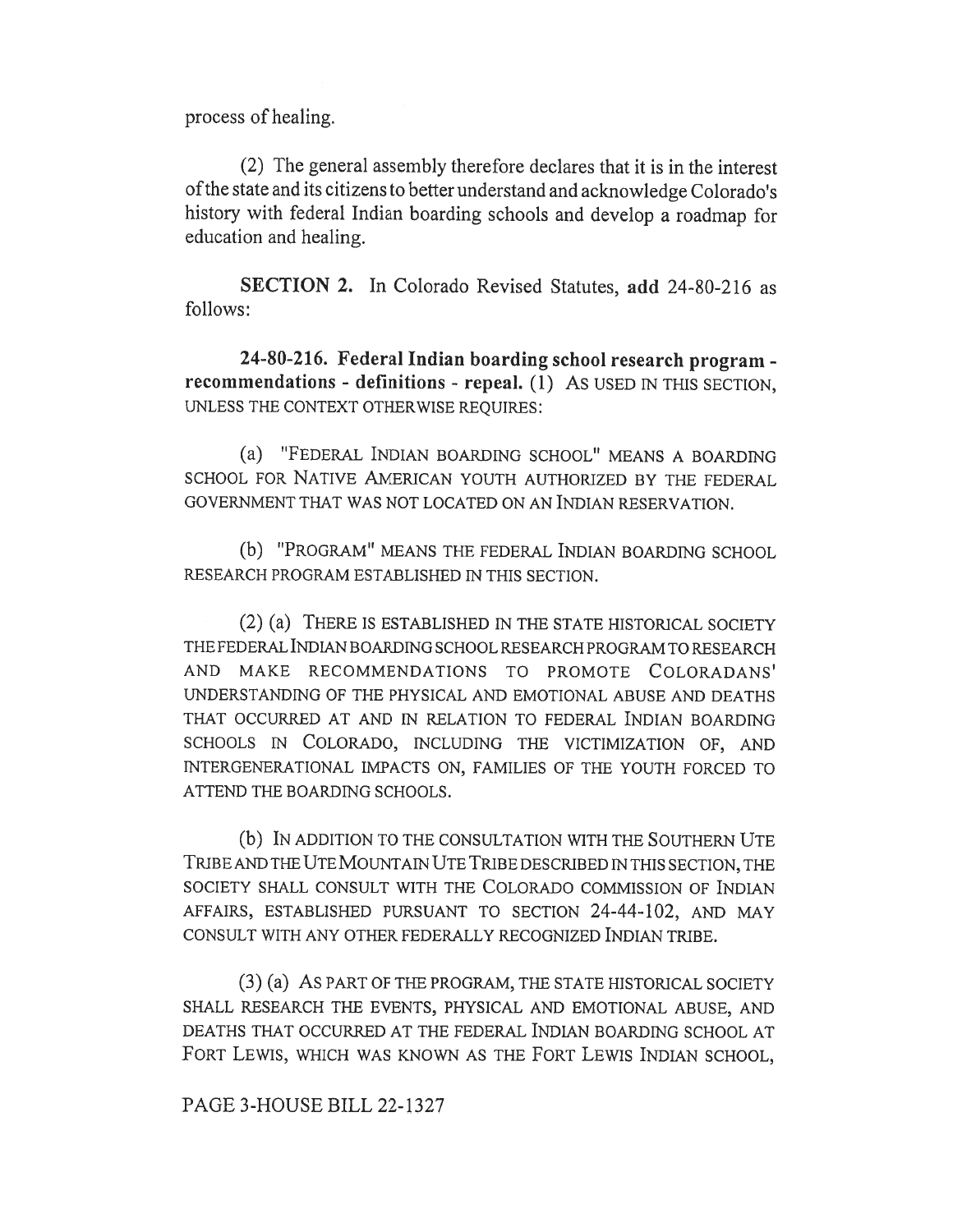process of healing.

(2) The general assembly therefore declares that it is in the interest of the state and its citizens to better understand and acknowledge Colorado's history with federal Indian boarding schools and develop a roadmap for education and healing.

**SECTION 2.** In Colorado Revised Statutes, **add** 24-80-216 as follows:

**24-80-216. Federal Indian boarding school research program - recommendations - definitions - repeal.** (1) AS USED IN THIS SECTION, UNLESS THE CONTEXT OTHERWISE REQUIRES:

(a) "FEDERAL INDIAN BOARDING SCHOOL" MEANS A BOARDING SCHOOL FOR NATIVE AMERICAN YOUTH AUTHORIZED BY THE FEDERAL GOVERNMENT THAT WAS NOT LOCATED ON AN INDIAN RESERVATION.

(b) "PROGRAM" MEANS THE FEDERAL INDIAN BOARDING SCHOOL RESEARCH PROGRAM ESTABLISHED IN THIS SECTION.

(2) (a) THERE IS ESTABLISHED IN THE STATE HISTORICAL SOCIETY THE FEDERAL INDIAN BOARDING SCHOOL RESEARCH PROGRAM TO RESEARCH AND MAKE RECOMMENDATIONS TO PROMOTE COLORADANS' UNDERSTANDING OF THE PHYSICAL AND EMOTIONAL ABUSE AND DEATHS THAT OCCURRED AT AND IN RELATION TO FEDERAL INDIAN BOARDING SCHOOLS IN COLORADO, INCLUDING THE VICTIMIZATION OF, AND INTERGENERATIONAL IMPACTS ON, FAMILIES OF THE YOUTH FORCED TO ATTEND THE BOARDING SCHOOLS.

(b) IN ADDITION TO THE CONSULTATION WITH THE SOUTHERN UTE TRIBE AND THE UTE MOUNTAIN UTE TRIBE DESCRIBED IN THIS SECTION, THE SOCIETY SHALL CONSULT WITH THE COLORADO COMMISSION OF INDIAN AFFAIRS, ESTABLISHED PURSUANT TO SECTION 24-44-102, AND MAY CONSULT WITH ANY OTHER FEDERALLY RECOGNIZED INDIAN TRIBE.

(3) (a) AS PART OF THE PROGRAM, THE STATE HISTORICAL SOCIETY SHALL RESEARCH THE EVENTS, PHYSICAL AND EMOTIONAL ABUSE, AND DEATHS THAT OCCURRED AT THE FEDERAL INDIAN BOARDING SCHOOL AT FORT LEWIS, WHICH WAS KNOWN AS THE FORT LEWIS INDIAN SCHOOL,

PAGE 3-HOUSE BILL 22-1327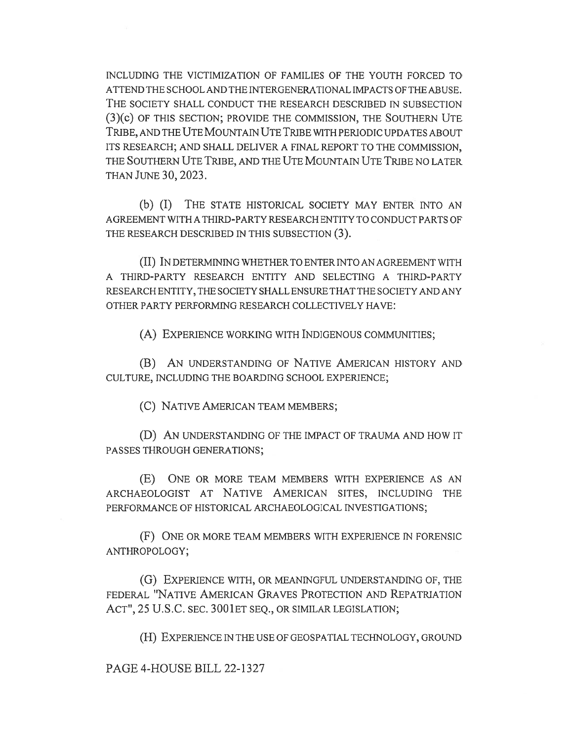INCLUDING THE VICTIMIZATION OF FAMILIES OF THE YOUTH FORCED TO ATTEND THE SCHOOL AND THE INTERGENERATIONAL IMPACTS OF THE ABUSE. THE SOCIETY SHALL CONDUCT THE RESEARCH DESCRIBED IN SUBSECTION (3)(c) OF THIS SECTION; PROVIDE THE COMMISSION, THE SOUTHERN UTE TRIBE, AND THE UTE MOUNTAIN UTE TRIBE WITH PERIODIC UPDATES ABOUT ITS RESEARCH; AND SHALL DELIVER A FINAL REPORT TO THE COMMISSION, THE SOUTHERN UTE TRIBE, AND THE UTE MOUNTAIN UTE TRIBE NO LATER THAN JUNE 30, 2023.

(b) (I) THE STATE HISTORICAL SOCIETY MAY ENTER INTO AN AGREEMENT WITH A THIRD-PARTY RESEARCH ENTITY TO CONDUCT PARTS OF THE RESEARCH DESCRIBED IN THIS SUBSECTION (3).

(II) IN DETERMINING WHETHER TO ENTER INTO AN AGREEMENT WITH A THIRD-PARTY RESEARCH ENTITY AND SELECTING A THIRD-PARTY RESEARCH ENTITY, THE SOCIETY SHALL ENSURE THAT THE SOCIETY AND ANY OTHER PARTY PERFORMING RESEARCH COLLECTIVELY HAVE:

(A) EXPERIENCE WORKING WITH INDIGENOUS COMMUNITIES;

(B) AN UNDERSTANDING OF NATIVE AMERICAN HISTORY AND CULTURE, INCLUDING THE BOARDING SCHOOL EXPERIENCE;

(C) NATIVE AMERICAN TEAM MEMBERS;

(D) AN UNDERSTANDING OF THE IMPACT OF TRAUMA AND HOW IT PASSES THROUGH GENERATIONS;

(E) ONE OR MORE TEAM MEMBERS WITH EXPERIENCE AS AN ARCHAEOLOGIST AT NATIVE AMERICAN SITES, INCLUDING THE PERFORMANCE OF HISTORICAL ARCHAEOLOGICAL INVESTIGATIONS;

(F) ONE OR MORE TEAM MEMBERS WITH EXPERIENCE IN FORENSIC ANTHROPOLOGY;

(G) EXPERIENCE WITH, OR MEANINGFUL UNDERSTANDING OF, THE FEDERAL "NATIVE AMERICAN GRAVES PROTECTION AND REPATRIATION ACT", 25 U.S.C. SEC. 3001 ET SEQ., OR SIMILAR LEGISLATION;

(H) EXPERIENCE IN THE USE OF GEOSPATIAL TECHNOLOGY, GROUND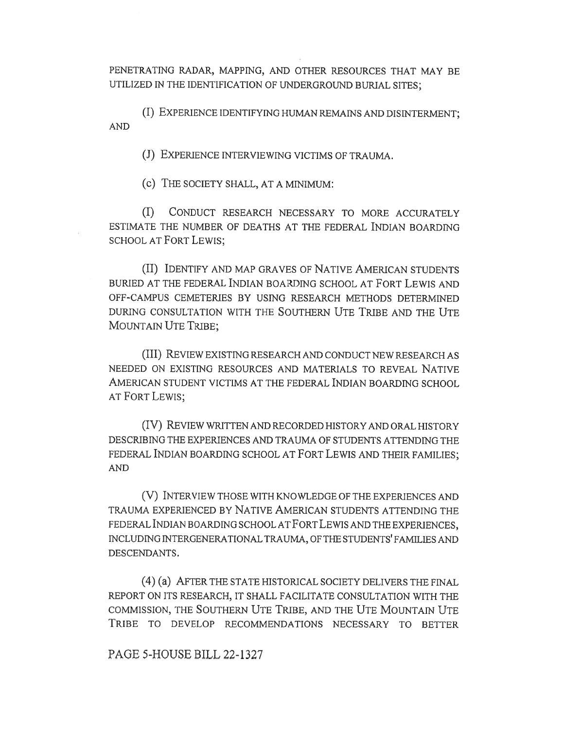PENETRATING RADAR, MAPPING, AND OTHER RESOURCES THAT MAY BE UTILIZED IN THE IDENTIFICATION OF UNDERGROUND BURIAL SITES;

(I) EXPERIENCE IDENTIFYING HUMAN REMAINS AND DISINTERMENT; AND

(J) EXPERIENCE INTERVIEWING VICTIMS OF TRAUMA.

(c) THE SOCIETY SHALL, AT A MINIMUM:

(I) CONDUCT RESEARCH NECESSARY TO MORE ACCURATELY ESTIMATE THE NUMBER OF DEATHS AT THE FEDERAL INDIAN BOARDING SCHOOL AT FORT LEWIS;

(II) IDENTIFY AND MAP GRAVES OF NATIVE AMERICAN STUDENTS BURIED AT THE FEDERAL INDIAN BOARDING SCHOOL AT FORT LEWIS AND OFF-CAMPUS CEMETERIES BY USING RESEARCH METHODS DETERMINED DURING CONSULTATION WITH THE SOUTHERN UTE TRIBE AND THE UTE MOUNTAIN UTE TRIBE;

(III) REVIEW EXISTING RESEARCH AND CONDUCT NEW RESEARCH AS NEEDED ON EXISTING RESOURCES AND MATERIALS TO REVEAL NATIVE AMERICAN STUDENT VICTIMS AT THE FEDERAL INDIAN BOARDING SCHOOL AT FORT LEWIS;

(IV) REVIEW WRITTEN AND RECORDED HISTORY AND ORAL HISTORY DESCRIBING THE EXPERIENCES AND TRAUMA OF STUDENTS ATTENDING THE FEDERAL INDIAN BOARDING SCHOOL AT FORT LEWIS AND THEIR FAMILIES; AND

(V) INTERVIEW THOSE WITH KNOWLEDGE OF THE EXPERIENCES AND TRAUMA EXPERIENCED BY NATIVE AMERICAN STUDENTS ATTENDING THE FEDERAL INDIAN BOARDING SCHOOL AT FORT LEWIS AND THE EXPERIENCES, INCLUDING INTERGENERATIONAL TRAUMA, OF THE STUDENTS' FAMILIES AND DESCENDANTS.

(4) (a) AFTER THE STATE HISTORICAL SOCIETY DELIVERS THE FINAL REPORT ON ITS RESEARCH, IT SHALL FACILITATE CONSULTATION WITH THE COMMISSION, THE SOUTHERN UTE TRIBE, AND THE UTE MOUNTAIN UTE TRIBE TO DEVELOP RECOMMENDATIONS NECESSARY TO BETTER

PAGE 5-HOUSE BILL 22-1327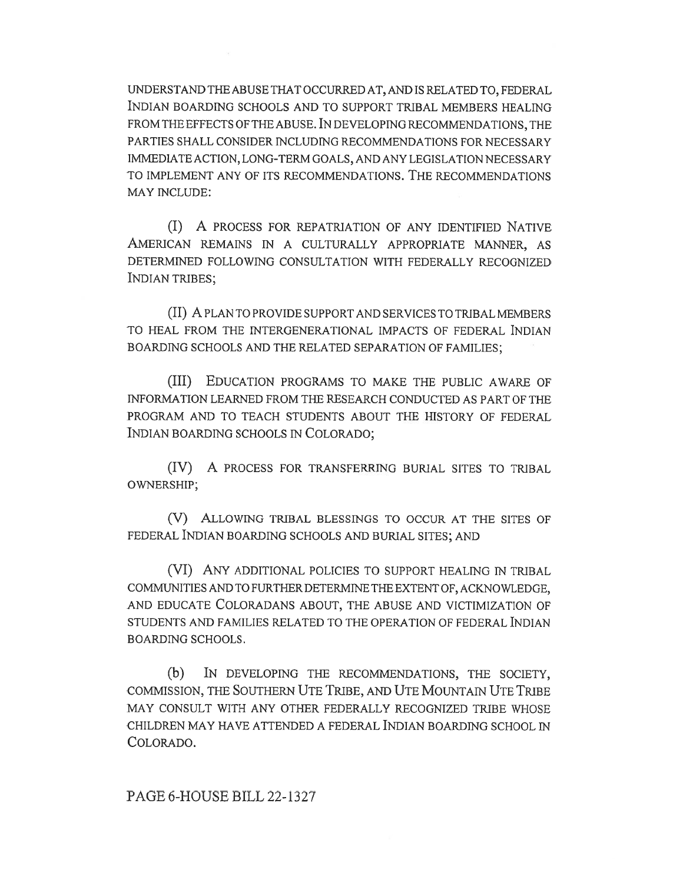UNDERSTAND THE ABUSE THAT OCCURRED AT, AND IS RELATED TO, FEDERAL INDIAN BOARDING SCHOOLS AND TO SUPPORT TRIBAL MEMBERS HEALING FROM THE EFFECTS OF THE ABUSE. IN DEVELOPING RECOMMENDATIONS, THE PARTIES SHALL CONSIDER INCLUDING RECOMMENDATIONS FOR NECESSARY IMMEDIATE ACTION, LONG-TERM GOALS, AND ANY LEGISLATION NECESSARY TO IMPLEMENT ANY OF ITS RECOMMENDATIONS. THE RECOMMENDATIONS MAY INCLUDE:

(I) A PROCESS FOR REPATRIATION OF ANY IDENTIFIED NATIVE AMERICAN REMAINS IN A CULTURALLY APPROPRIATE MANNER, AS DETERMINED FOLLOWING CONSULTATION WITH FEDERALLY RECOGNIZED INDIAN TRIBES;

(II) A PLAN TO PROVIDE SUPPORT AND SERVICES TO TRIBAL MEMBERS TO HEAL FROM THE INTERGENERATIONAL IMPACTS OF FEDERAL INDIAN BOARDING SCHOOLS AND THE RELATED SEPARATION OF FAMILIES;

(III) EDUCATION PROGRAMS TO MAKE THE PUBLIC AWARE OF INFORMATION LEARNED FROM THE RESEARCH CONDUCTED AS PART OF THE PROGRAM AND TO TEACH STUDENTS ABOUT THE HISTORY OF FEDERAL INDIAN BOARDING SCHOOLS IN COLORADO;

(IV) A PROCESS FOR TRANSFERRING BURIAL SITES TO TRIBAL OWNERSHIP;

(V) ALLOWING TRIBAL BLESSINGS TO OCCUR AT THE SITES OF FEDERAL INDIAN BOARDING SCHOOLS AND BURIAL SITES; AND

(VI) ANY ADDITIONAL POLICIES TO SUPPORT HEALING IN TRIBAL COMMUNITIES AND TO FURTHER DETERMINE THE EXTENT OF, ACKNOWLEDGE, AND EDUCATE COLORADANS ABOUT, THE ABUSE AND VICTIMIZATION OF STUDENTS AND FAMILIES RELATED TO THE OPERATION OF FEDERAL INDIAN BOARDING SCHOOLS.

(b) IN DEVELOPING THE RECOMMENDATIONS, THE SOCIETY, COMMISSION, THE SOUTHERN UTE TRIBE, AND UTE MOUNTAIN UTE TRIBE MAY CONSULT WITH ANY OTHER FEDERALLY RECOGNIZED TRIBE WHOSE CHILDREN MAY HAVE ATTENDED A FEDERAL INDIAN BOARDING SCHOOL IN COLORADO.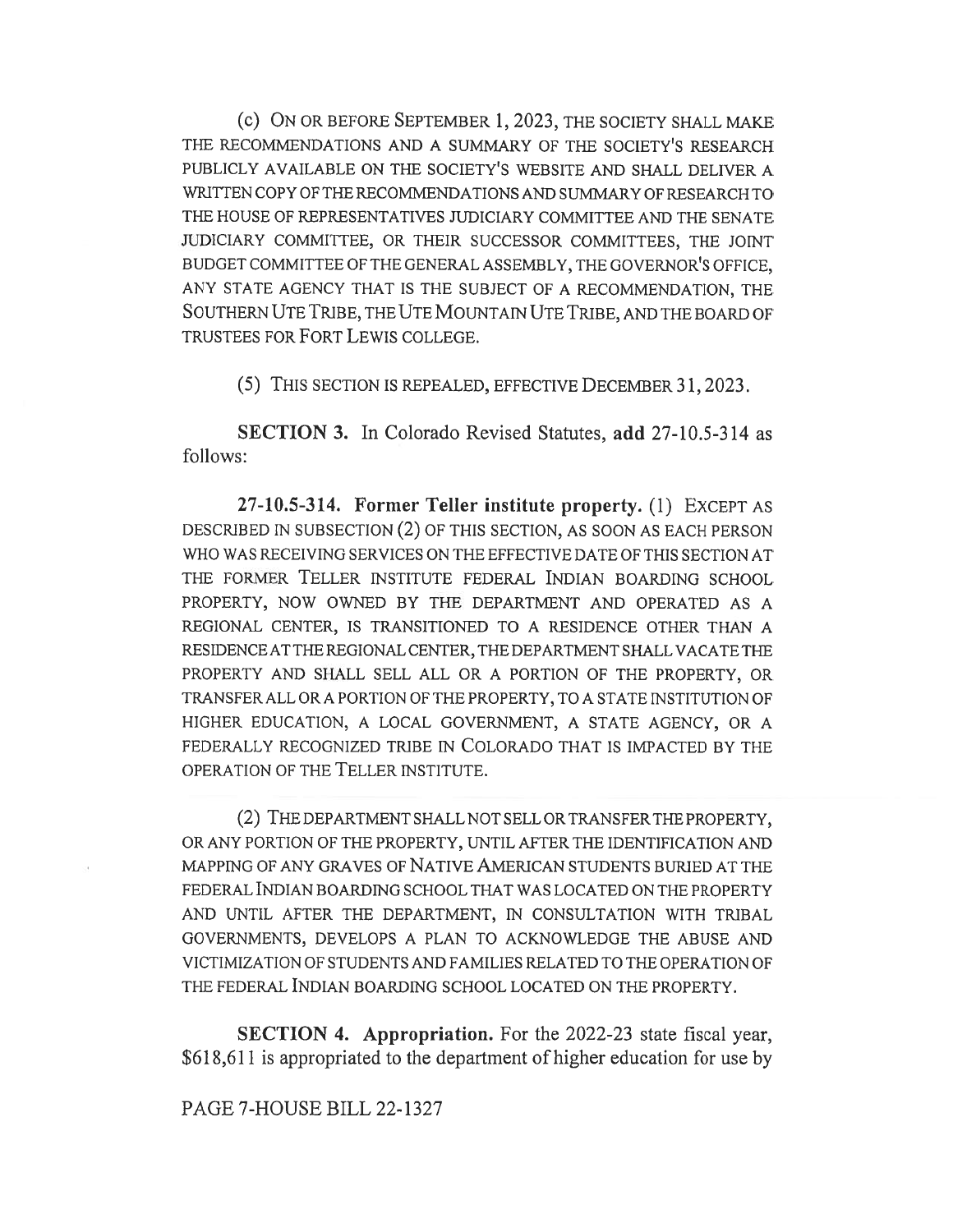(c) ON OR BEFORE SEPTEMBER 1, 2023, THE SOCIETY SHALL MAKE THE RECOMMENDATIONS AND A SUMMARY OF THE SOCIETY'S RESEARCH PUBLICLY AVAILABLE ON THE SOCIETY'S WEBSITE AND SHALL DELIVER A WRITTEN COPY OF THE RECOMMENDATIONS AND SUMMARY OF RESEARCH TO THE HOUSE OF REPRESENTATIVES JUDICIARY COMMITTEE AND THE SENATE JUDICIARY COMMITTEE, OR THEIR SUCCESSOR COMMITTEES, THE JOINT BUDGET COMMITTEE OF THE GENERAL ASSEMBLY, THE GOVERNOR'S OFFICE, ANY STATE AGENCY THAT IS THE SUBJECT OF A RECOMMENDATION, THE SOUTHERN UTE TRIBE, THE UTE MOUNTAIN UTE TRIBE, AND THE BOARD OF TRUSTEES FOR FORT LEWIS COLLEGE.

(5) THIS SECTION IS REPEALED, EFFECTIVE DECEMBER 31, 2023.

**SECTION 3.** In Colorado Revised Statutes, **add** 27-10.5-314 as follows:

**27-10.5-314. Former Teller institute property.** (1) EXCEPT AS DESCRIBED IN SUBSECTION (2) OF THIS SECTION, AS SOON AS EACH PERSON WHO WAS RECEIVING SERVICES ON THE EFFECTIVE DATE OF THIS SECTION AT THE FORMER TELLER INSTITUTE FEDERAL INDIAN BOARDING SCHOOL PROPERTY, NOW OWNED BY THE DEPARTMENT AND OPERATED AS A REGIONAL CENTER, IS TRANSITIONED TO A RESIDENCE OTHER THAN A RESIDENCE AT THE REGIONAL CENTER, THE DEPARTMENT SHALL VACATE THE PROPERTY AND SHALL SELL ALL OR A PORTION OF THE PROPERTY, OR TRANSFER ALL OR A PORTION OF THE PROPERTY, TO A STATE INSTITUTION OF HIGHER EDUCATION, A LOCAL GOVERNMENT, A STATE AGENCY, OR A FEDERALLY RECOGNIZED TRIBE IN COLORADO THAT IS IMPACTED BY THE OPERATION OF THE TELLER INSTITUTE.

(2) THE DEPARTMENT SHALL NOT SELL OR TRANSFER THE PROPERTY, OR ANY PORTION OF THE PROPERTY, UNTIL AFTER THE IDENTIFICATION AND MAPPING OF ANY GRAVES OF NATIVE AMERICAN STUDENTS BURIED AT THE FEDERAL INDIAN BOARDING SCHOOL THAT WAS LOCATED ON THE PROPERTY AND UNTIL AFTER THE DEPARTMENT, IN CONSULTATION WITH TRIBAL GOVERNMENTS, DEVELOPS A PLAN TO ACKNOWLEDGE THE ABUSE AND VICTIMIZATION OF STUDENTS AND FAMILIES RELATED TO THE OPERATION OF THE FEDERAL INDIAN BOARDING SCHOOL LOCATED ON THE PROPERTY.

**SECTION 4. Appropriation.** For the 2022-23 state fiscal year, $618,611 is appropriated to the department of higher education for use by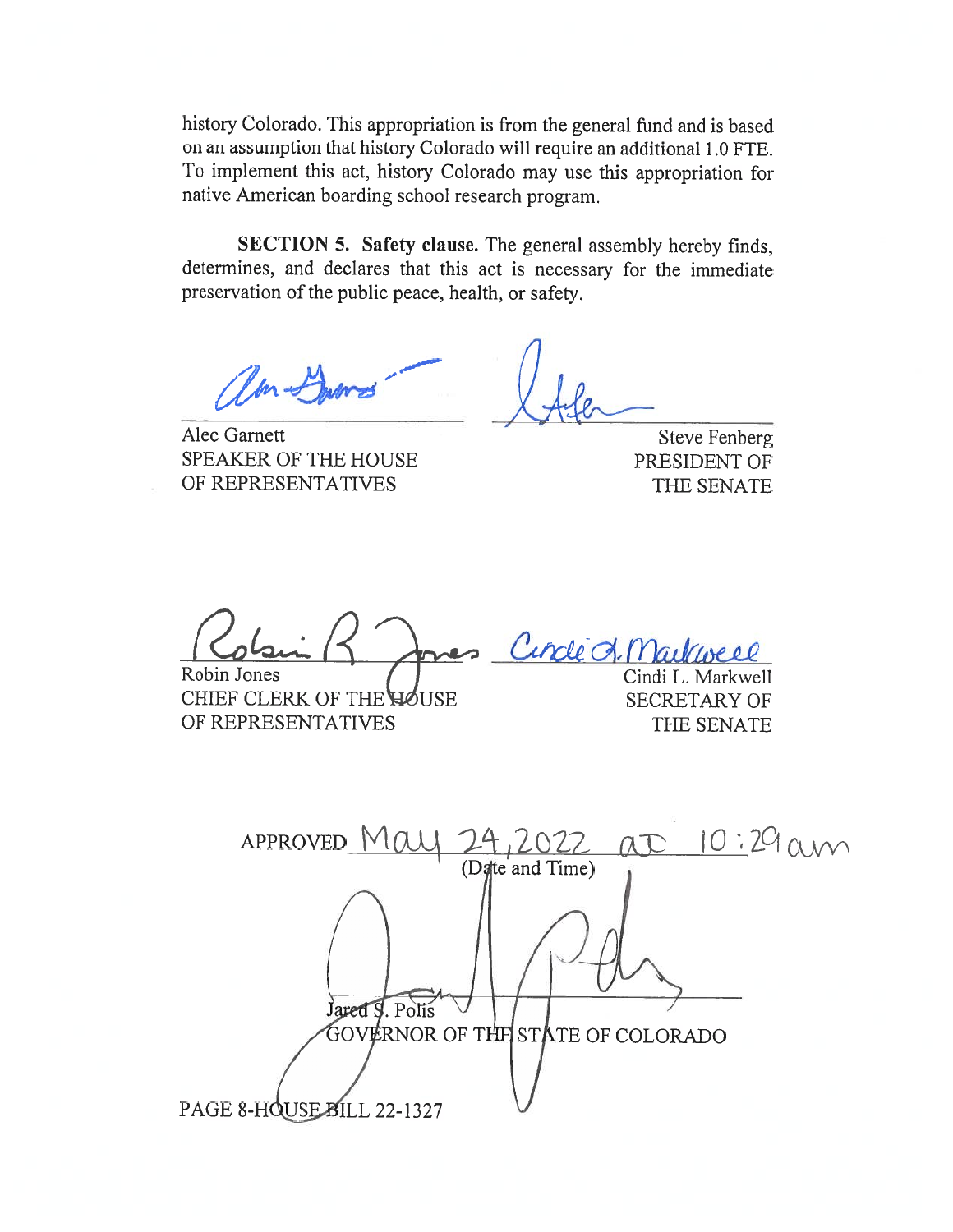history Colorado. This appropriation is from the general fund and is based on an assumption that history Colorado will require an additional 1.0 FTE. To implement this act, history Colorado may use this appropriation for native American boarding school research program.

**SECTION 5. Safety clause.** The general assembly hereby finds, determines, and declares that this act is necessary for the immediate preservation of the public peace, health, or safety.

Alec Garnett
SPEAKER OF THE HOUSE
OF REPRESENTATIVES

Steve Fenberg
PRESIDENT OF
THE SENATE

Robin Jones
CHIEF CLERK OF THE HOUSE
OF REPRESENTATIVES

Cindi L. Markwell
SECRETARY OF
THE SENATE

APPROVED May 24, 2022 at 10:29 am
(Date and Time)

Jared S. Polis
GOVERNOR OF THE STATE OF COLORADO

PAGE 8-HOUSE BILL 22-1327